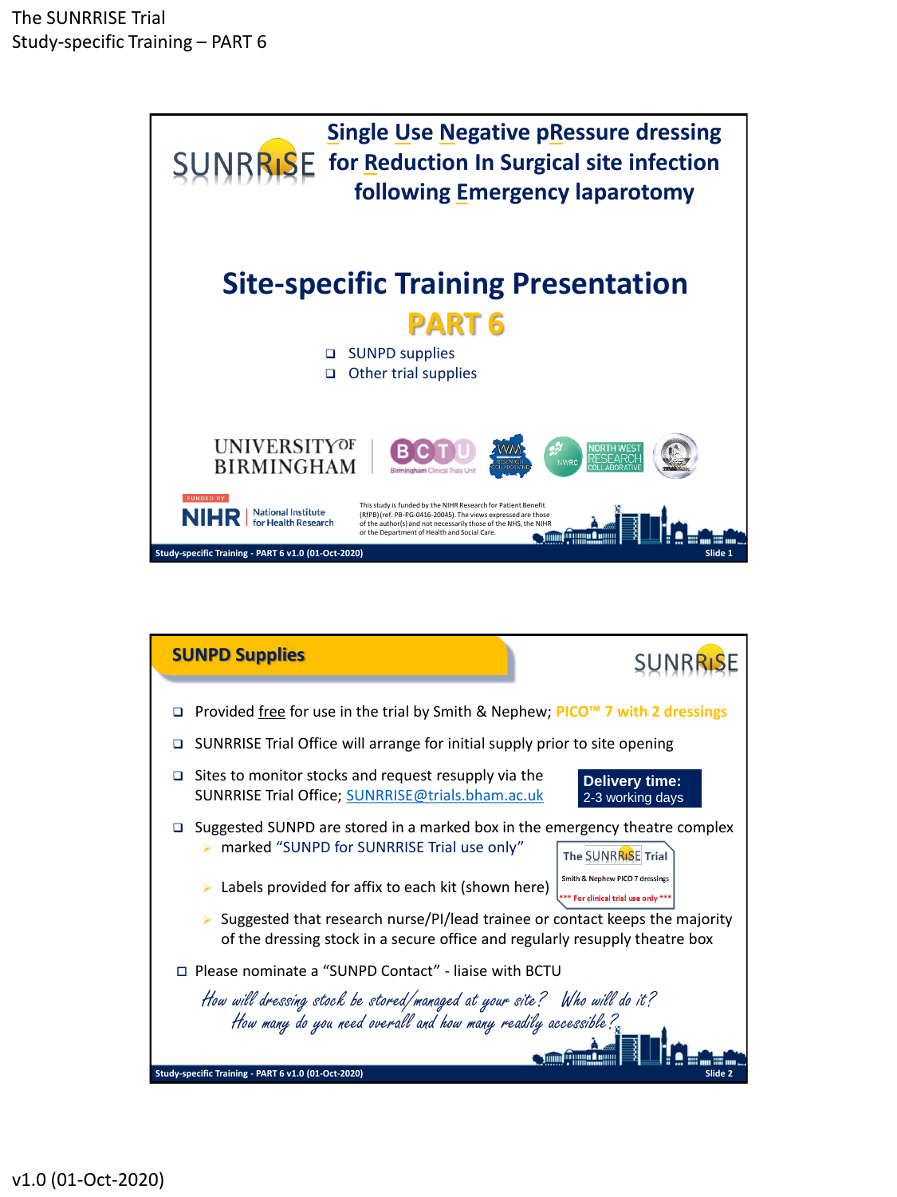# Single Use Negative pRessure dressing for Reduction In Surgical site infection following Emergency laparotomy

## Site-specific Training Presentation

## PART 6

- SUNPD supplies
- Other trial supplies

UNIVERSITY OF BIRMINGHAM

FUNDED BY NIHR | National Institute for Health Research

This study is funded by the NIHR Research for Patient Benefit (RfPB) (ref. PB-PG-0416-20045). The views expressed are those of the author(s) and not necessarily those of the NHS, the NIHR or the Department of Health and Social Care.

## SUNPD Supplies

- Provided free for use in the trial by Smith & Nephew; **PICO™ 7 with 2 dressings**
- SUNRRISE Trial Office will arrange for initial supply prior to site opening
- Sites to monitor stocks and request resupply via the SUNRRISE Trial Office; SUNRRISE@trials.bham.ac.uk

  **Delivery time:** 2-3 working days

- Suggested SUNPD are stored in a marked box in the emergency theatre complex
  - marked "SUNPD for SUNRRISE Trial use only"
  - Labels provided for affix to each kit (shown here)

    The SUNRRISE Trial
    Smith & Nephew PICO 7 dressings
    *** For clinical trial use only ***

  - Suggested that research nurse/PI/lead trainee or contact keeps the majority of the dressing stock in a secure office and regularly resupply theatre box
- Please nominate a "SUNPD Contact" - liaise with BCTU

*How will dressing stock be stored/managed at your site? Who will do it?*
*How many do you need overall and how many readily accessible?*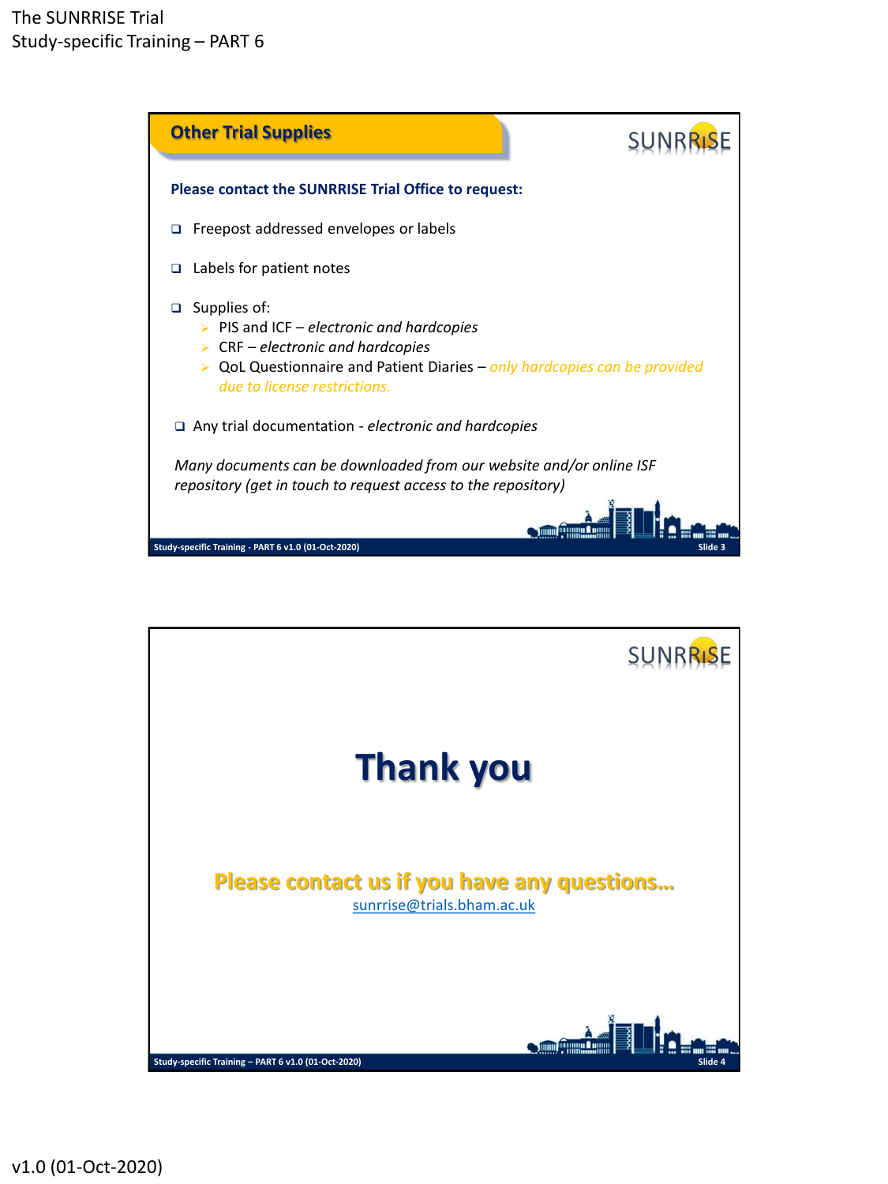## Other Trial Supplies

**Please contact the SUNRRISE Trial Office to request:**

- Freepost addressed envelopes or labels
- Labels for patient notes
- Supplies of:
  - PIS and ICF – *electronic and hardcopies*
  - CRF – *electronic and hardcopies*
  - QoL Questionnaire and Patient Diaries – *only hardcopies can be provided due to license restrictions.*
- Any trial documentation - *electronic and hardcopies*

*Many documents can be downloaded from our website and/or online ISF repository (get in touch to request access to the repository)*

# Thank you

**Please contact us if you have any questions…**

sunrrise@trials.bham.ac.uk